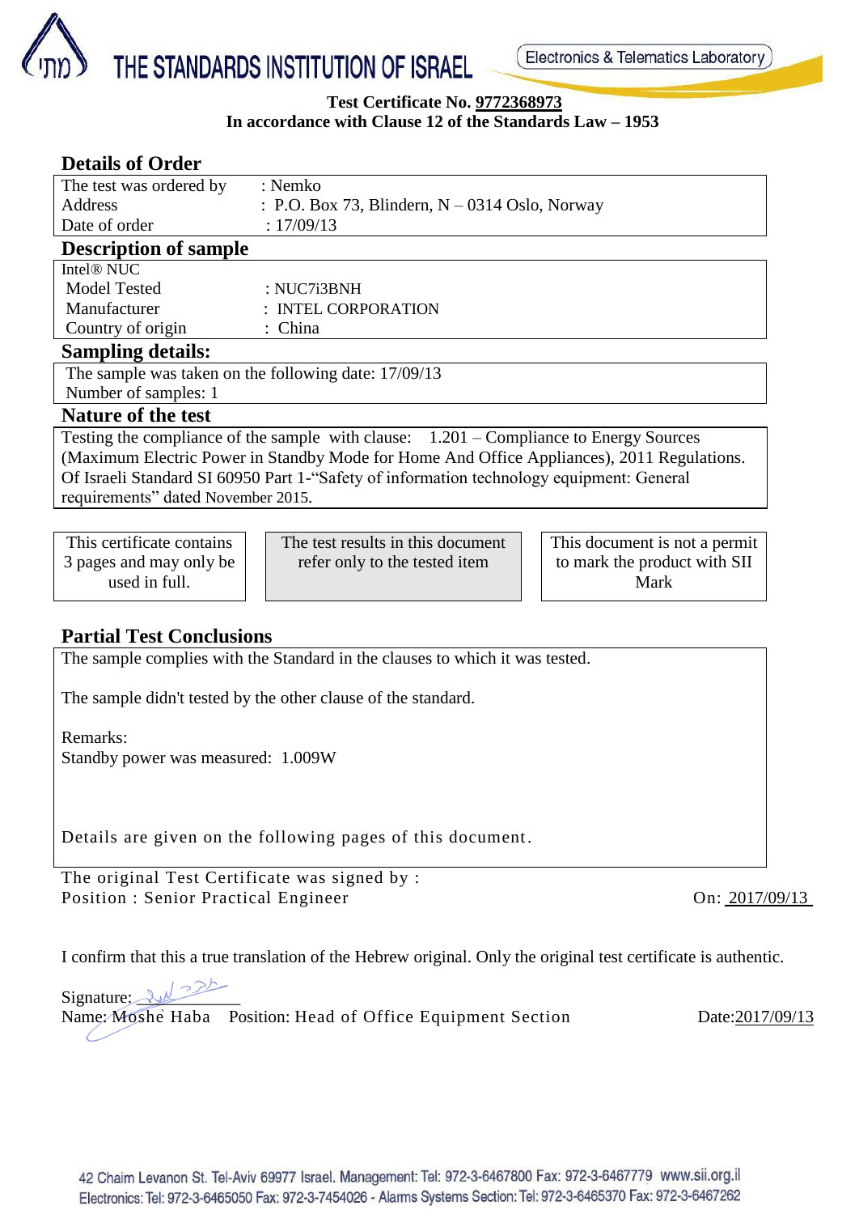# THE STANDARDS INSTITUTION OF ISRAEL

Electronics & Telematics Laboratory

**Test Certificate No. 9772368973**
**In accordance with Clause 12 of the Standards Law – 1953**

## Details of Order

| | |
|---|---|
| The test was ordered by | : Nemko |
| Address | : P.O. Box 73, Blindern, N – 0314 Oslo, Norway |
| Date of order | : 17/09/13 |

## Description of sample

Intel® NUC

| | |
|---|---|
| Model Tested | : NUC7i3BNH |
| Manufacturer | : INTEL CORPORATION |
| Country of origin | : China |

## Sampling details:

The sample was taken on the following date: 17/09/13
Number of samples: 1

## Nature of the test

Testing the compliance of the sample with clause: 1.201 – Compliance to Energy Sources (Maximum Electric Power in Standby Mode for Home And Office Appliances), 2011 Regulations. Of Israeli Standard SI 60950 Part 1-"Safety of information technology equipment: General requirements" dated November 2015.

| This certificate contains 3 pages and may only be used in full. | The test results in this document refer only to the tested item | This document is not a permit to mark the product with SII Mark |
|---|---|---|

## Partial Test Conclusions

The sample complies with the Standard in the clauses to which it was tested.

The sample didn't tested by the other clause of the standard.

Remarks:
Standby power was measured: 1.009W

Details are given on the following pages of this document.

The original Test Certificate was signed by :
Position : Senior Practical Engineer On: 2017/09/13

I confirm that this a true translation of the Hebrew original. Only the original test certificate is authentic.

Signature: ______________
Name: Moshe Haba Position: Head of Office Equipment Section Date:2017/09/13

42 Chaim Levanon St. Tel-Aviv 69977 Israel. Management: Tel: 972-3-6467800 Fax: 972-3-6467779 www.sii.org.il
Electronics: Tel: 972-3-6465050 Fax: 972-3-7454026 - Alarms Systems Section: Tel: 972-3-6465370 Fax: 972-3-6467262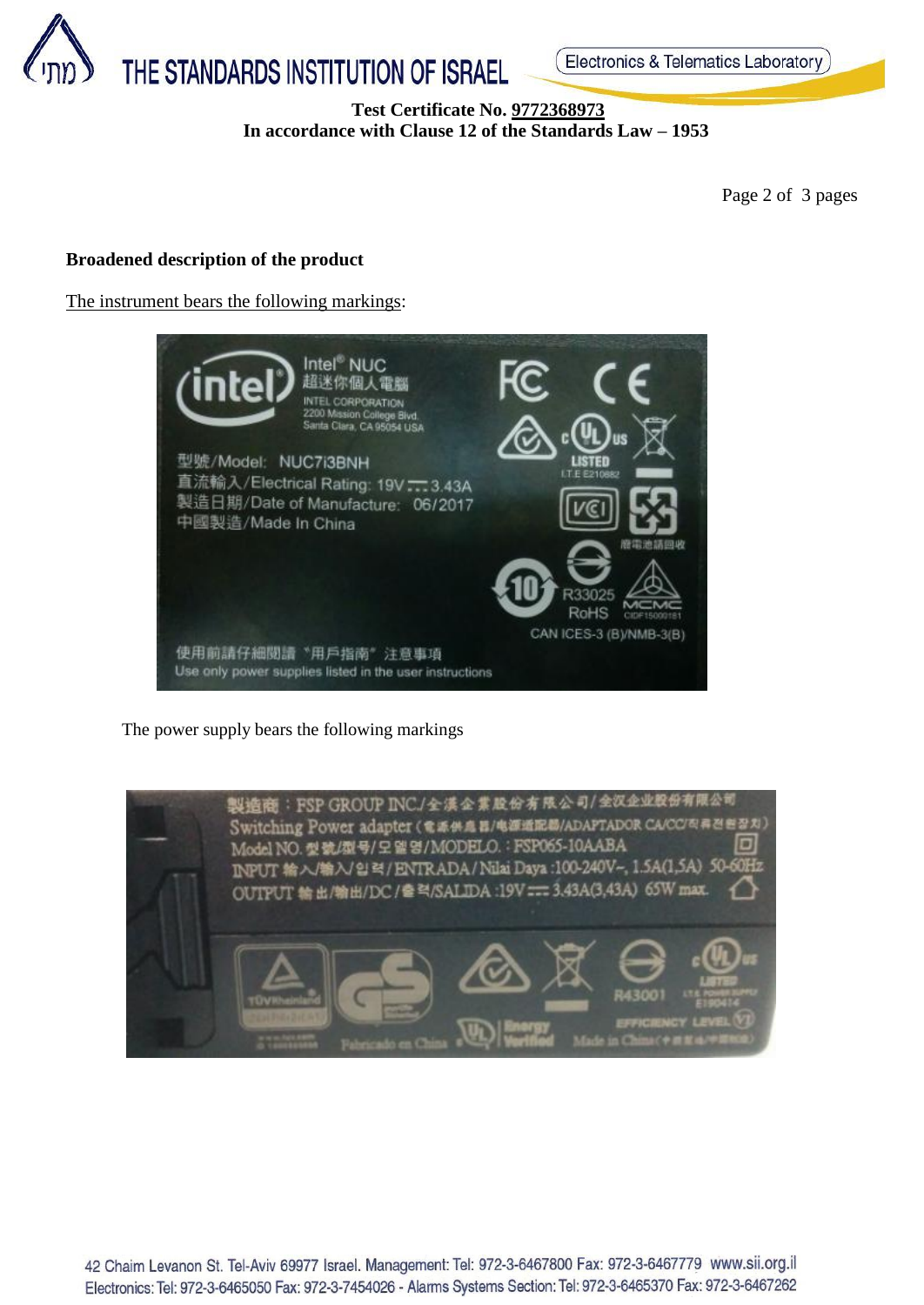**Test Certificate No. 9772368973**
**In accordance with Clause 12 of the Standards Law – 1953**

**Broadened description of the product**

The instrument bears the following markings:

Intel® NUC
超迷你個人電腦
INTEL CORPORATION
2200 Mission College Blvd.
Santa Clara, CA 95054 USA

型號/Model: NUC7i3BNH
直流輸入/Electrical Rating: 19V ⎓ 3.43A
製造日期/Date of Manufacture: 06/2017
中國製造/Made In China

LISTED
I.T.E E210882
廢電池請回收
R33025
RoHS
CIDF15000181
CAN ICES-3 (B)/NMB-3(B)

使用前請仔細閱讀 "用戶指南" 注意事項
Use only power supplies listed in the user instructions

The power supply bears the following markings

製造商：FSP GROUP INC./全漢企業股份有限公司/全汉企业股份有限公司
Switching Power adapter (電源供應器/电源适配器/ADAPTADOR CA/CC/직류전원장치)
Model NO. 型號/型号/모델명/MODELO. : FSP065-10AABA
INPUT 輸入/输入/입력/ENTRADA/Nilai Daya :100-240V~, 1.5A(1,5A) 50-60Hz
OUTPUT 輸出/输出/DC/출력/SALIDA :19V ⎓ 3.43A(3,43A) 65W max.

R43001
LISTED
I.T.E. POWER SUPPLY
E190414
EFFICIENCY LEVEL VI
Fabricado en China
Energy Verified
Made in China (中國製造/中国制造)

42 Chaim Levanon St. Tel-Aviv 69977 Israel. Management: Tel: 972-3-6467800 Fax: 972-3-6467779 www.sii.org.il
Electronics: Tel: 972-3-6465050 Fax: 972-3-7454026 - Alarms Systems Section: Tel: 972-3-6465370 Fax: 972-3-6467262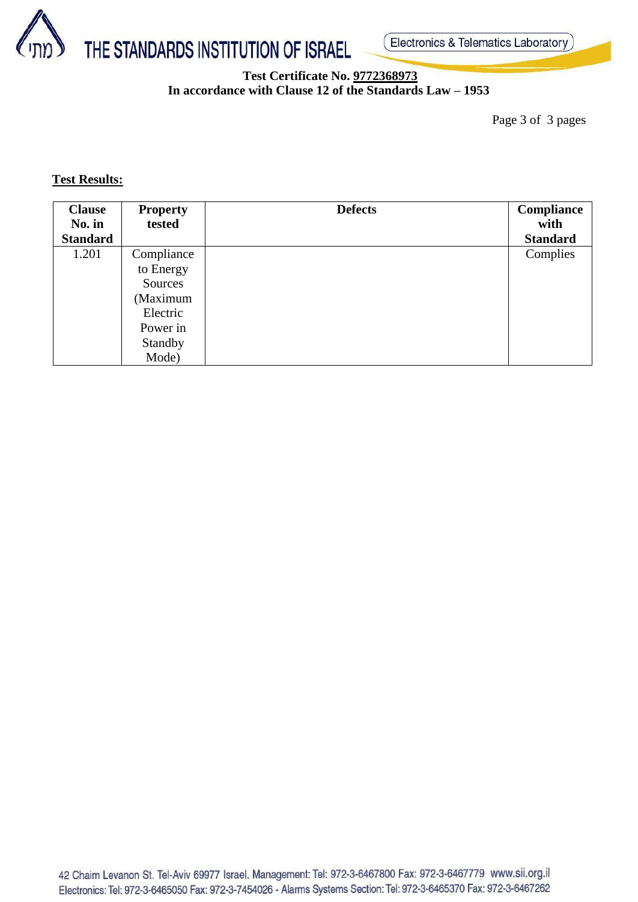**Test Certificate No. 9772368973**
**In accordance with Clause 12 of the Standards Law – 1953**

**Test Results:**

| Clause No. in Standard | Property tested | Defects | Compliance with Standard |
|---|---|---|---|
| 1.201 | Compliance to Energy Sources (Maximum Electric Power in Standby Mode) | | Complies |